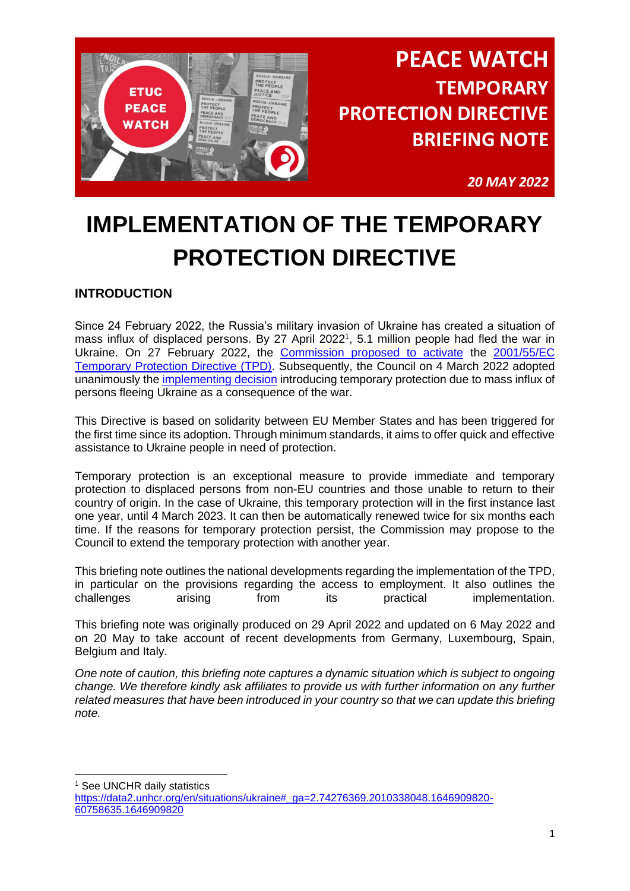# PEACE WATCH TEMPORARY PROTECTION DIRECTIVE BRIEFING NOTE

*20 MAY 2022*

# IMPLEMENTATION OF THE TEMPORARY PROTECTION DIRECTIVE

## INTRODUCTION

Since 24 February 2022, the Russia's military invasion of Ukraine has created a situation of mass influx of displaced persons. By 27 April 2022[1], 5.1 million people had fled the war in Ukraine. On 27 February 2022, the Commission proposed to activate the 2001/55/EC Temporary Protection Directive (TPD). Subsequently, the Council on 4 March 2022 adopted unanimously the implementing decision introducing temporary protection due to mass influx of persons fleeing Ukraine as a consequence of the war.

This Directive is based on solidarity between EU Member States and has been triggered for the first time since its adoption. Through minimum standards, it aims to offer quick and effective assistance to Ukraine people in need of protection.

Temporary protection is an exceptional measure to provide immediate and temporary protection to displaced persons from non-EU countries and those unable to return to their country of origin. In the case of Ukraine, this temporary protection will in the first instance last one year, until 4 March 2023. It can then be automatically renewed twice for six months each time. If the reasons for temporary protection persist, the Commission may propose to the Council to extend the temporary protection with another year.

This briefing note outlines the national developments regarding the implementation of the TPD, in particular on the provisions regarding the access to employment. It also outlines the challenges arising from its practical implementation.

This briefing note was originally produced on 29 April 2022 and updated on 6 May 2022 and on 20 May to take account of recent developments from Germany, Luxembourg, Spain, Belgium and Italy.

*One note of caution, this briefing note captures a dynamic situation which is subject to ongoing change. We therefore kindly ask affiliates to provide us with further information on any further related measures that have been introduced in your country so that we can update this briefing note.*

---

[1] See UNCHR daily statistics https://data2.unhcr.org/en/situations/ukraine#_ga=2.74276369.2010338048.1646909820-60758635.1646909820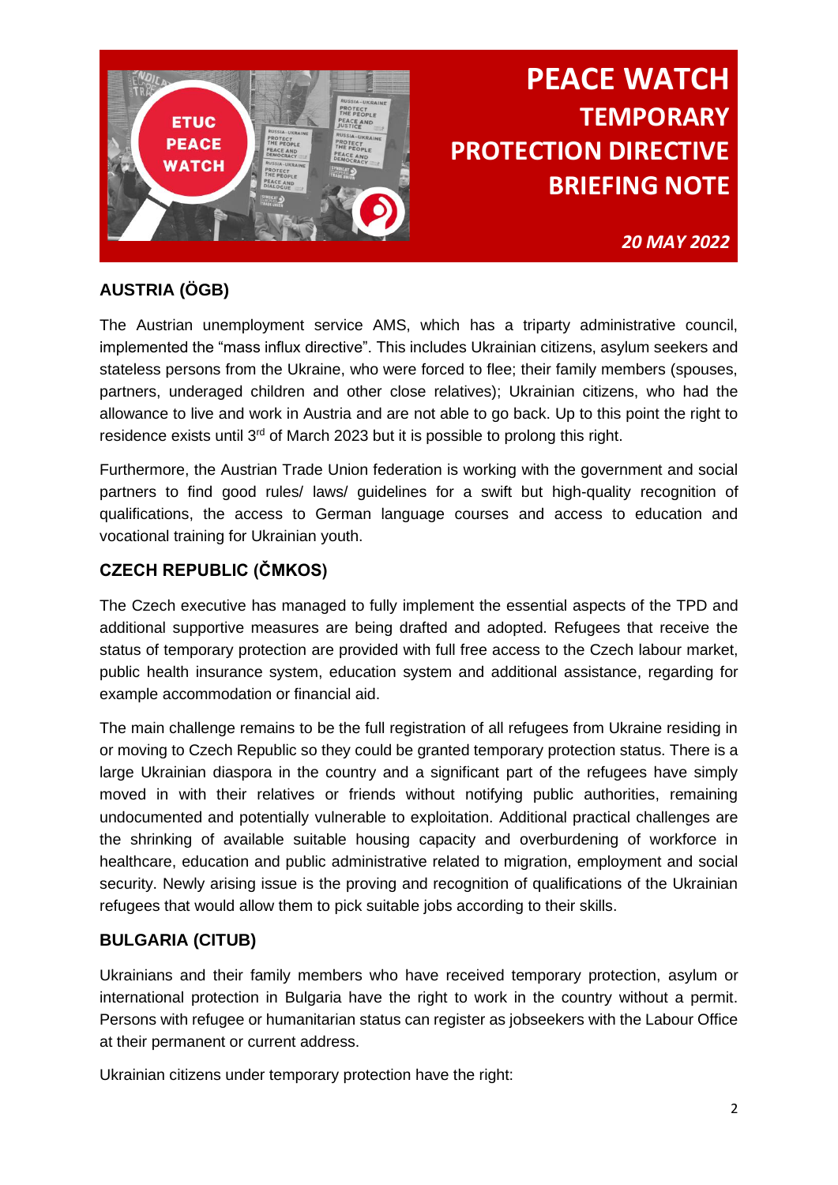# PEACE WATCH
## TEMPORARY PROTECTION DIRECTIVE BRIEFING NOTE

*20 MAY 2022*

### AUSTRIA (ÖGB)

The Austrian unemployment service AMS, which has a triparty administrative council, implemented the "mass influx directive". This includes Ukrainian citizens, asylum seekers and stateless persons from the Ukraine, who were forced to flee; their family members (spouses, partners, underaged children and other close relatives); Ukrainian citizens, who had the allowance to live and work in Austria and are not able to go back. Up to this point the right to residence exists until 3rd of March 2023 but it is possible to prolong this right.

Furthermore, the Austrian Trade Union federation is working with the government and social partners to find good rules/ laws/ guidelines for a swift but high-quality recognition of qualifications, the access to German language courses and access to education and vocational training for Ukrainian youth.

### CZECH REPUBLIC (ČMKOS)

The Czech executive has managed to fully implement the essential aspects of the TPD and additional supportive measures are being drafted and adopted. Refugees that receive the status of temporary protection are provided with full free access to the Czech labour market, public health insurance system, education system and additional assistance, regarding for example accommodation or financial aid.

The main challenge remains to be the full registration of all refugees from Ukraine residing in or moving to Czech Republic so they could be granted temporary protection status. There is a large Ukrainian diaspora in the country and a significant part of the refugees have simply moved in with their relatives or friends without notifying public authorities, remaining undocumented and potentially vulnerable to exploitation. Additional practical challenges are the shrinking of available suitable housing capacity and overburdening of workforce in healthcare, education and public administrative related to migration, employment and social security. Newly arising issue is the proving and recognition of qualifications of the Ukrainian refugees that would allow them to pick suitable jobs according to their skills.

### BULGARIA (CITUB)

Ukrainians and their family members who have received temporary protection, asylum or international protection in Bulgaria have the right to work in the country without a permit. Persons with refugee or humanitarian status can register as jobseekers with the Labour Office at their permanent or current address.

Ukrainian citizens under temporary protection have the right: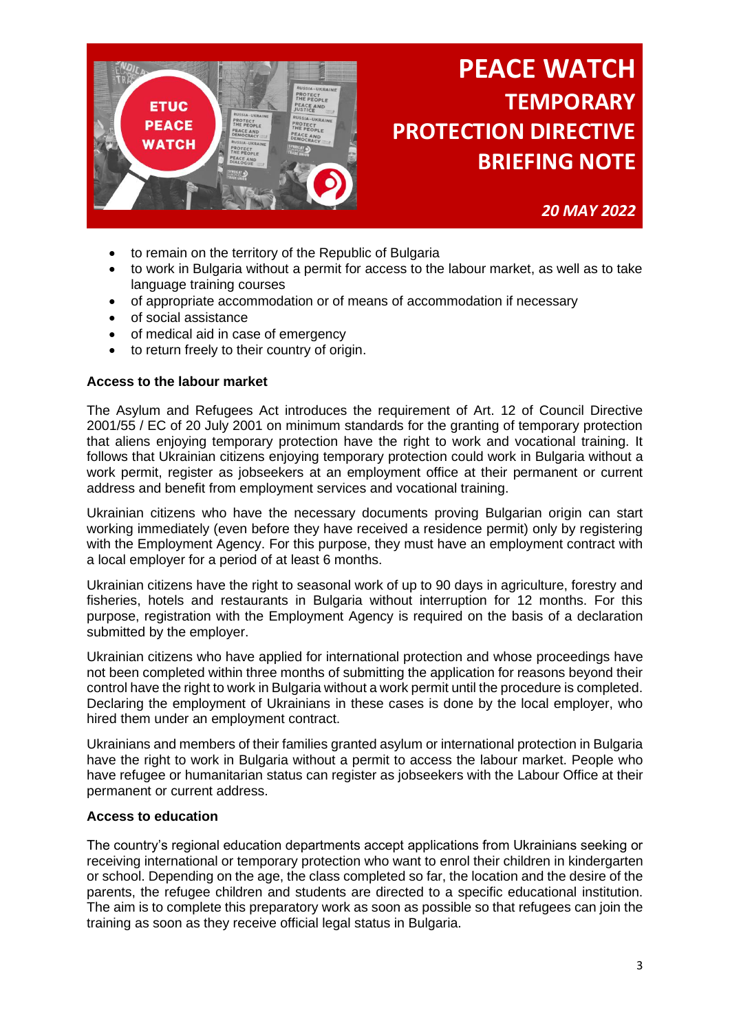- to remain on the territory of the Republic of Bulgaria
- to work in Bulgaria without a permit for access to the labour market, as well as to take language training courses
- of appropriate accommodation or of means of accommodation if necessary
- of social assistance
- of medical aid in case of emergency
- to return freely to their country of origin.

**Access to the labour market**

The Asylum and Refugees Act introduces the requirement of Art. 12 of Council Directive 2001/55 / EC of 20 July 2001 on minimum standards for the granting of temporary protection that aliens enjoying temporary protection have the right to work and vocational training. It follows that Ukrainian citizens enjoying temporary protection could work in Bulgaria without a work permit, register as jobseekers at an employment office at their permanent or current address and benefit from employment services and vocational training.

Ukrainian citizens who have the necessary documents proving Bulgarian origin can start working immediately (even before they have received a residence permit) only by registering with the Employment Agency. For this purpose, they must have an employment contract with a local employer for a period of at least 6 months.

Ukrainian citizens have the right to seasonal work of up to 90 days in agriculture, forestry and fisheries, hotels and restaurants in Bulgaria without interruption for 12 months. For this purpose, registration with the Employment Agency is required on the basis of a declaration submitted by the employer.

Ukrainian citizens who have applied for international protection and whose proceedings have not been completed within three months of submitting the application for reasons beyond their control have the right to work in Bulgaria without a work permit until the procedure is completed. Declaring the employment of Ukrainians in these cases is done by the local employer, who hired them under an employment contract.

Ukrainians and members of their families granted asylum or international protection in Bulgaria have the right to work in Bulgaria without a permit to access the labour market. People who have refugee or humanitarian status can register as jobseekers with the Labour Office at their permanent or current address.

**Access to education**

The country's regional education departments accept applications from Ukrainians seeking or receiving international or temporary protection who want to enrol their children in kindergarten or school. Depending on the age, the class completed so far, the location and the desire of the parents, the refugee children and students are directed to a specific educational institution. The aim is to complete this preparatory work as soon as possible so that refugees can join the training as soon as they receive official legal status in Bulgaria.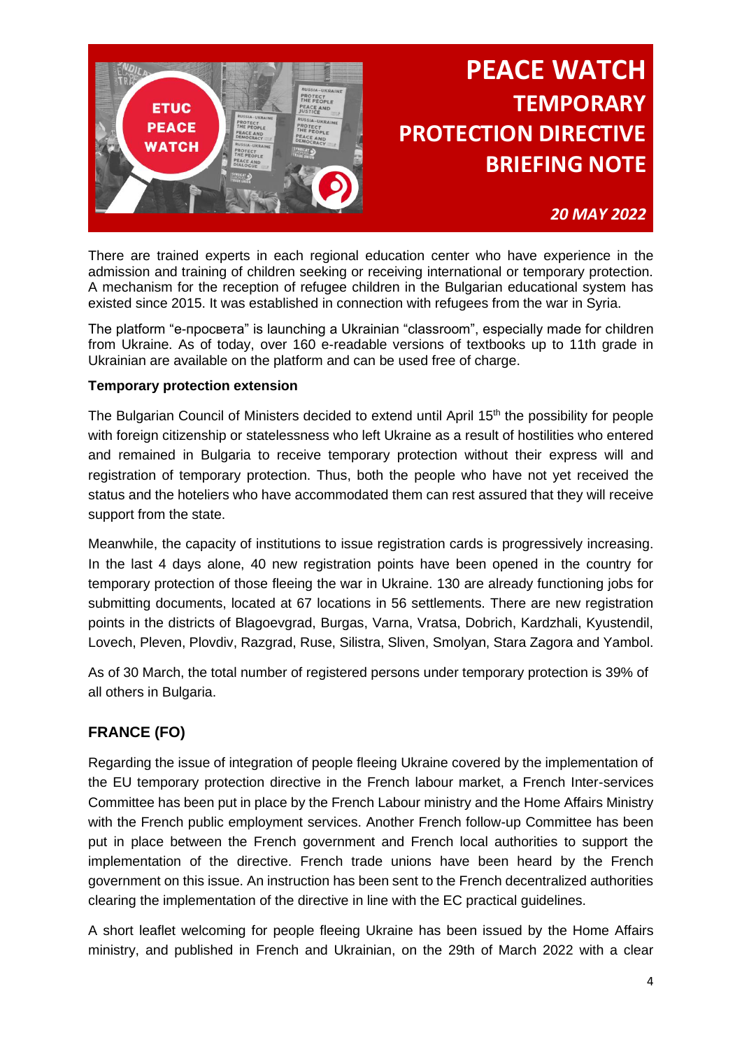There are trained experts in each regional education center who have experience in the admission and training of children seeking or receiving international or temporary protection. A mechanism for the reception of refugee children in the Bulgarian educational system has existed since 2015. It was established in connection with refugees from the war in Syria.

The platform "е-просвета" is launching a Ukrainian "classroom", especially made for children from Ukraine. As of today, over 160 e-readable versions of textbooks up to 11th grade in Ukrainian are available on the platform and can be used free of charge.

**Temporary protection extension**

The Bulgarian Council of Ministers decided to extend until April 15th the possibility for people with foreign citizenship or statelessness who left Ukraine as a result of hostilities who entered and remained in Bulgaria to receive temporary protection without their express will and registration of temporary protection. Thus, both the people who have not yet received the status and the hoteliers who have accommodated them can rest assured that they will receive support from the state.

Meanwhile, the capacity of institutions to issue registration cards is progressively increasing. In the last 4 days alone, 40 new registration points have been opened in the country for temporary protection of those fleeing the war in Ukraine. 130 are already functioning jobs for submitting documents, located at 67 locations in 56 settlements. There are new registration points in the districts of Blagoevgrad, Burgas, Varna, Vratsa, Dobrich, Kardzhali, Kyustendil, Lovech, Pleven, Plovdiv, Razgrad, Ruse, Silistra, Sliven, Smolyan, Stara Zagora and Yambol.

As of 30 March, the total number of registered persons under temporary protection is 39% of all others in Bulgaria.

## FRANCE (FO)

Regarding the issue of integration of people fleeing Ukraine covered by the implementation of the EU temporary protection directive in the French labour market, a French Inter-services Committee has been put in place by the French Labour ministry and the Home Affairs Ministry with the French public employment services. Another French follow-up Committee has been put in place between the French government and French local authorities to support the implementation of the directive. French trade unions have been heard by the French government on this issue. An instruction has been sent to the French decentralized authorities clearing the implementation of the directive in line with the EC practical guidelines.

A short leaflet welcoming for people fleeing Ukraine has been issued by the Home Affairs ministry, and published in French and Ukrainian, on the 29th of March 2022 with a clear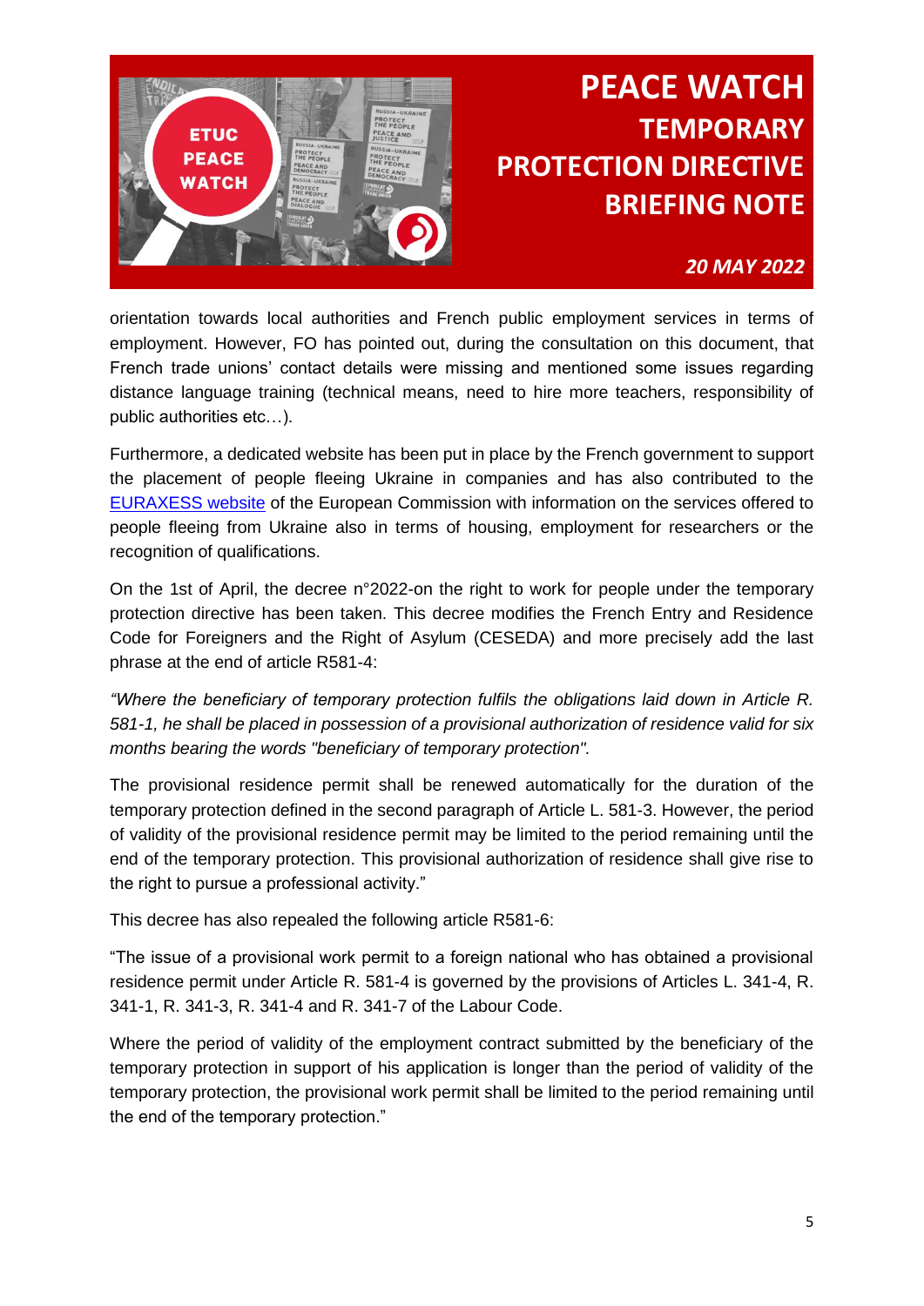orientation towards local authorities and French public employment services in terms of employment. However, FO has pointed out, during the consultation on this document, that French trade unions' contact details were missing and mentioned some issues regarding distance language training (technical means, need to hire more teachers, responsibility of public authorities etc…).

Furthermore, a dedicated website has been put in place by the French government to support the placement of people fleeing Ukraine in companies and has also contributed to the [EURAXESS website](#) of the European Commission with information on the services offered to people fleeing from Ukraine also in terms of housing, employment for researchers or the recognition of qualifications.

On the 1st of April, the decree n°2022-on the right to work for people under the temporary protection directive has been taken. This decree modifies the French Entry and Residence Code for Foreigners and the Right of Asylum (CESEDA) and more precisely add the last phrase at the end of article R581-4:

*"Where the beneficiary of temporary protection fulfils the obligations laid down in Article R. 581-1, he shall be placed in possession of a provisional authorization of residence valid for six months bearing the words "beneficiary of temporary protection".*

The provisional residence permit shall be renewed automatically for the duration of the temporary protection defined in the second paragraph of Article L. 581-3. However, the period of validity of the provisional residence permit may be limited to the period remaining until the end of the temporary protection. This provisional authorization of residence shall give rise to the right to pursue a professional activity."

This decree has also repealed the following article R581-6:

"The issue of a provisional work permit to a foreign national who has obtained a provisional residence permit under Article R. 581-4 is governed by the provisions of Articles L. 341-4, R. 341-1, R. 341-3, R. 341-4 and R. 341-7 of the Labour Code.

Where the period of validity of the employment contract submitted by the beneficiary of the temporary protection in support of his application is longer than the period of validity of the temporary protection, the provisional work permit shall be limited to the period remaining until the end of the temporary protection."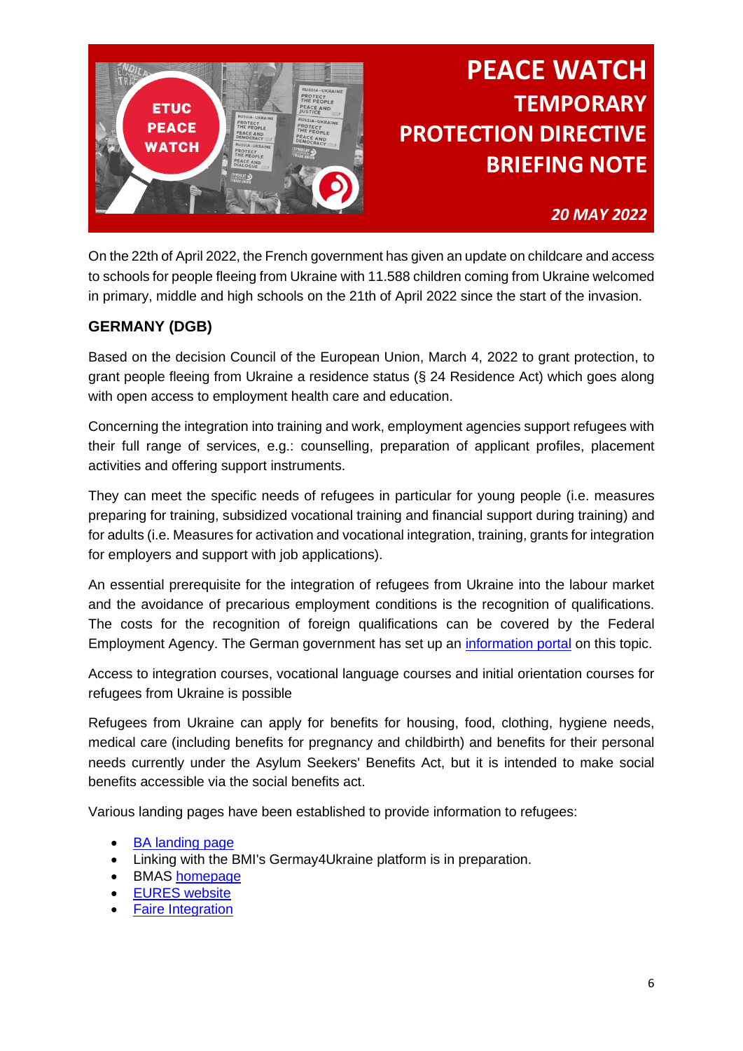# PEACE WATCH TEMPORARY PROTECTION DIRECTIVE BRIEFING NOTE

***20 MAY 2022***

On the 22th of April 2022, the French government has given an update on childcare and access to schools for people fleeing from Ukraine with 11.588 children coming from Ukraine welcomed in primary, middle and high schools on the 21th of April 2022 since the start of the invasion.

## GERMANY (DGB)

Based on the decision Council of the European Union, March 4, 2022 to grant protection, to grant people fleeing from Ukraine a residence status (§ 24 Residence Act) which goes along with open access to employment health care and education.

Concerning the integration into training and work, employment agencies support refugees with their full range of services, e.g.: counselling, preparation of applicant profiles, placement activities and offering support instruments.

They can meet the specific needs of refugees in particular for young people (i.e. measures preparing for training, subsidized vocational training and financial support during training) and for adults (i.e. Measures for activation and vocational integration, training, grants for integration for employers and support with job applications).

An essential prerequisite for the integration of refugees from Ukraine into the labour market and the avoidance of precarious employment conditions is the recognition of qualifications. The costs for the recognition of foreign qualifications can be covered by the Federal Employment Agency. The German government has set up an information portal on this topic.

Access to integration courses, vocational language courses and initial orientation courses for refugees from Ukraine is possible

Refugees from Ukraine can apply for benefits for housing, food, clothing, hygiene needs, medical care (including benefits for pregnancy and childbirth) and benefits for their personal needs currently under the Asylum Seekers' Benefits Act, but it is intended to make social benefits accessible via the social benefits act.

Various landing pages have been established to provide information to refugees:

- BA landing page
- Linking with the BMI's Germay4Ukraine platform is in preparation.
- BMAS homepage
- EURES website
- Faire Integration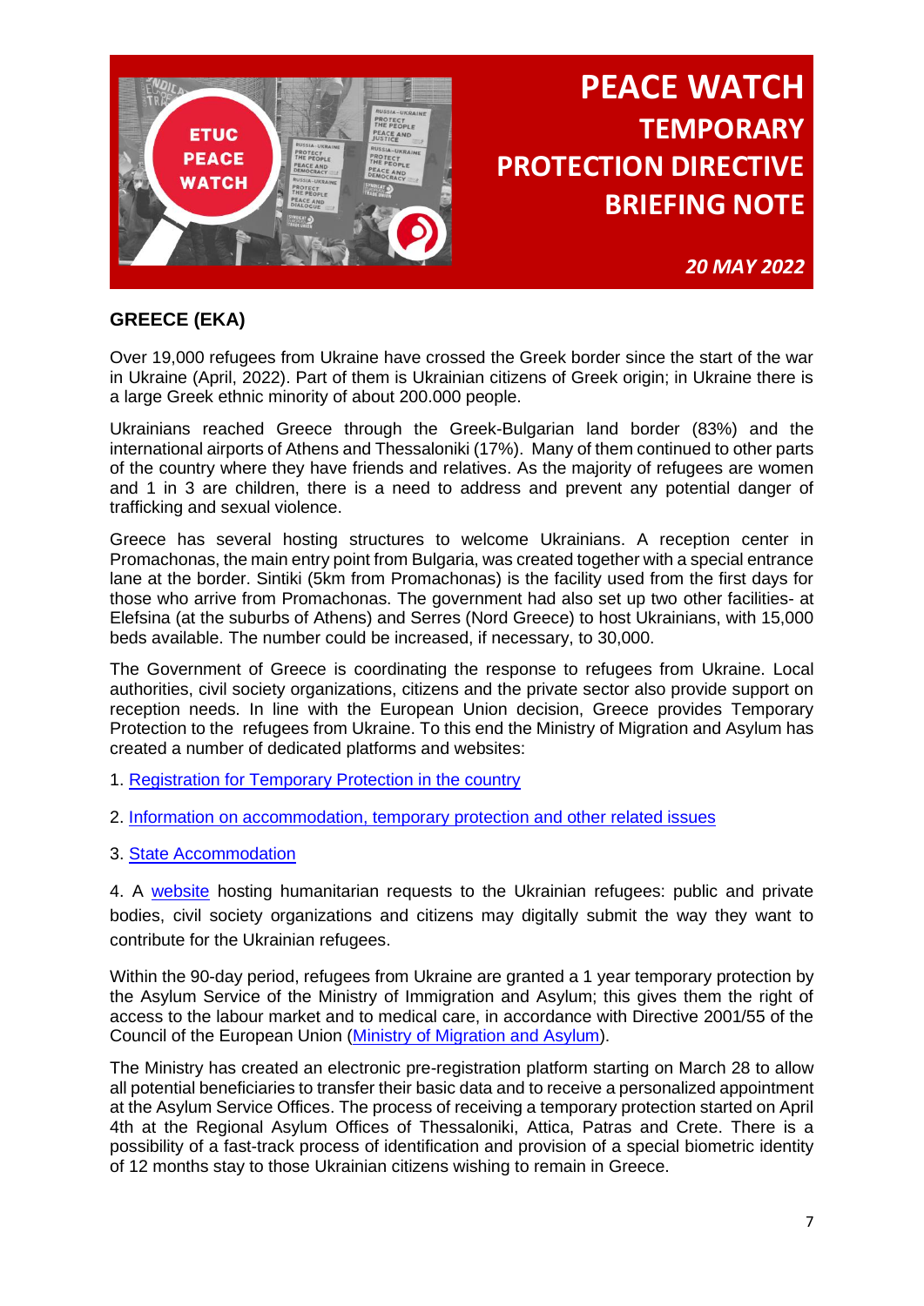# PEACE WATCH TEMPORARY PROTECTION DIRECTIVE BRIEFING NOTE

*20 MAY 2022*

## GREECE (EKA)

Over 19,000 refugees from Ukraine have crossed the Greek border since the start of the war in Ukraine (April, 2022). Part of them is Ukrainian citizens of Greek origin; in Ukraine there is a large Greek ethnic minority of about 200.000 people.

Ukrainians reached Greece through the Greek-Bulgarian land border (83%) and the international airports of Athens and Thessaloniki (17%). Many of them continued to other parts of the country where they have friends and relatives. As the majority of refugees are women and 1 in 3 are children, there is a need to address and prevent any potential danger of trafficking and sexual violence.

Greece has several hosting structures to welcome Ukrainians. A reception center in Promachonas, the main entry point from Bulgaria, was created together with a special entrance lane at the border. Sintiki (5km from Promachonas) is the facility used from the first days for those who arrive from Promachonas. The government had also set up two other facilities- at Elefsina (at the suburbs of Athens) and Serres (Nord Greece) to host Ukrainians, with 15,000 beds available. The number could be increased, if necessary, to 30,000.

The Government of Greece is coordinating the response to refugees from Ukraine. Local authorities, civil society organizations, citizens and the private sector also provide support on reception needs. In line with the European Union decision, Greece provides Temporary Protection to the refugees from Ukraine. To this end the Ministry of Migration and Asylum has created a number of dedicated platforms and websites:

1. Registration for Temporary Protection in the country

2. Information on accommodation, temporary protection and other related issues

3. State Accommodation

4. A website hosting humanitarian requests to the Ukrainian refugees: public and private bodies, civil society organizations and citizens may digitally submit the way they want to contribute for the Ukrainian refugees.

Within the 90-day period, refugees from Ukraine are granted a 1 year temporary protection by the Asylum Service of the Ministry of Immigration and Asylum; this gives them the right of access to the labour market and to medical care, in accordance with Directive 2001/55 of the Council of the European Union (Ministry of Migration and Asylum).

The Ministry has created an electronic pre-registration platform starting on March 28 to allow all potential beneficiaries to transfer their basic data and to receive a personalized appointment at the Asylum Service Offices. The process of receiving a temporary protection started on April 4th at the Regional Asylum Offices of Thessaloniki, Attica, Patras and Crete. There is a possibility of a fast-track process of identification and provision of a special biometric identity of 12 months stay to those Ukrainian citizens wishing to remain in Greece.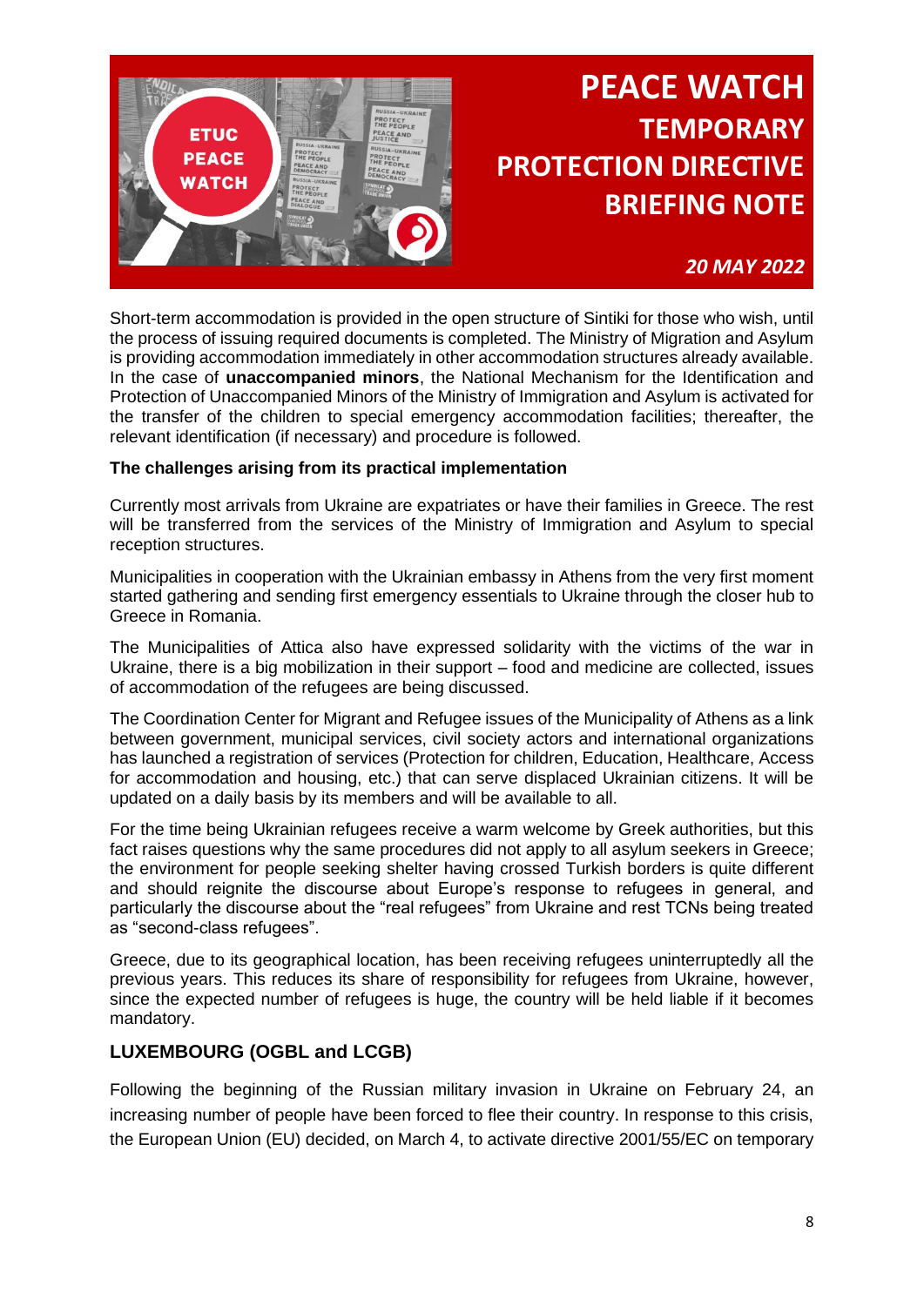Short-term accommodation is provided in the open structure of Sintiki for those who wish, until the process of issuing required documents is completed. The Ministry of Migration and Asylum is providing accommodation immediately in other accommodation structures already available. In the case of **unaccompanied minors**, the National Mechanism for the Identification and Protection of Unaccompanied Minors of the Ministry of Immigration and Asylum is activated for the transfer of the children to special emergency accommodation facilities; thereafter, the relevant identification (if necessary) and procedure is followed.

**The challenges arising from its practical implementation**

Currently most arrivals from Ukraine are expatriates or have their families in Greece. The rest will be transferred from the services of the Ministry of Immigration and Asylum to special reception structures.

Municipalities in cooperation with the Ukrainian embassy in Athens from the very first moment started gathering and sending first emergency essentials to Ukraine through the closer hub to Greece in Romania.

The Municipalities of Attica also have expressed solidarity with the victims of the war in Ukraine, there is a big mobilization in their support – food and medicine are collected, issues of accommodation of the refugees are being discussed.

The Coordination Center for Migrant and Refugee issues of the Municipality of Athens as a link between government, municipal services, civil society actors and international organizations has launched a registration of services (Protection for children, Education, Healthcare, Access for accommodation and housing, etc.) that can serve displaced Ukrainian citizens. It will be updated on a daily basis by its members and will be available to all.

For the time being Ukrainian refugees receive a warm welcome by Greek authorities, but this fact raises questions why the same procedures did not apply to all asylum seekers in Greece; the environment for people seeking shelter having crossed Turkish borders is quite different and should reignite the discourse about Europe's response to refugees in general, and particularly the discourse about the "real refugees" from Ukraine and rest TCNs being treated as "second-class refugees".

Greece, due to its geographical location, has been receiving refugees uninterruptedly all the previous years. This reduces its share of responsibility for refugees from Ukraine, however, since the expected number of refugees is huge, the country will be held liable if it becomes mandatory.

## LUXEMBOURG (OGBL and LCGB)

Following the beginning of the Russian military invasion in Ukraine on February 24, an increasing number of people have been forced to flee their country. In response to this crisis, the European Union (EU) decided, on March 4, to activate directive 2001/55/EC on temporary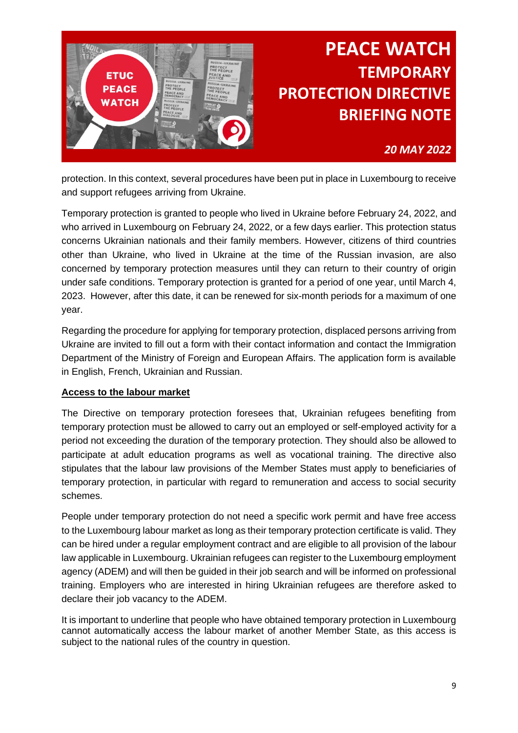protection. In this context, several procedures have been put in place in Luxembourg to receive and support refugees arriving from Ukraine.

Temporary protection is granted to people who lived in Ukraine before February 24, 2022, and who arrived in Luxembourg on February 24, 2022, or a few days earlier. This protection status concerns Ukrainian nationals and their family members. However, citizens of third countries other than Ukraine, who lived in Ukraine at the time of the Russian invasion, are also concerned by temporary protection measures until they can return to their country of origin under safe conditions. Temporary protection is granted for a period of one year, until March 4, 2023. However, after this date, it can be renewed for six-month periods for a maximum of one year.

Regarding the procedure for applying for temporary protection, displaced persons arriving from Ukraine are invited to fill out a form with their contact information and contact the Immigration Department of the Ministry of Foreign and European Affairs. The application form is available in English, French, Ukrainian and Russian.

**Access to the labour market**

The Directive on temporary protection foresees that, Ukrainian refugees benefiting from temporary protection must be allowed to carry out an employed or self-employed activity for a period not exceeding the duration of the temporary protection. They should also be allowed to participate at adult education programs as well as vocational training. The directive also stipulates that the labour law provisions of the Member States must apply to beneficiaries of temporary protection, in particular with regard to remuneration and access to social security schemes.

People under temporary protection do not need a specific work permit and have free access to the Luxembourg labour market as long as their temporary protection certificate is valid. They can be hired under a regular employment contract and are eligible to all provision of the labour law applicable in Luxembourg. Ukrainian refugees can register to the Luxembourg employment agency (ADEM) and will then be guided in their job search and will be informed on professional training. Employers who are interested in hiring Ukrainian refugees are therefore asked to declare their job vacancy to the ADEM.

It is important to underline that people who have obtained temporary protection in Luxembourg cannot automatically access the labour market of another Member State, as this access is subject to the national rules of the country in question.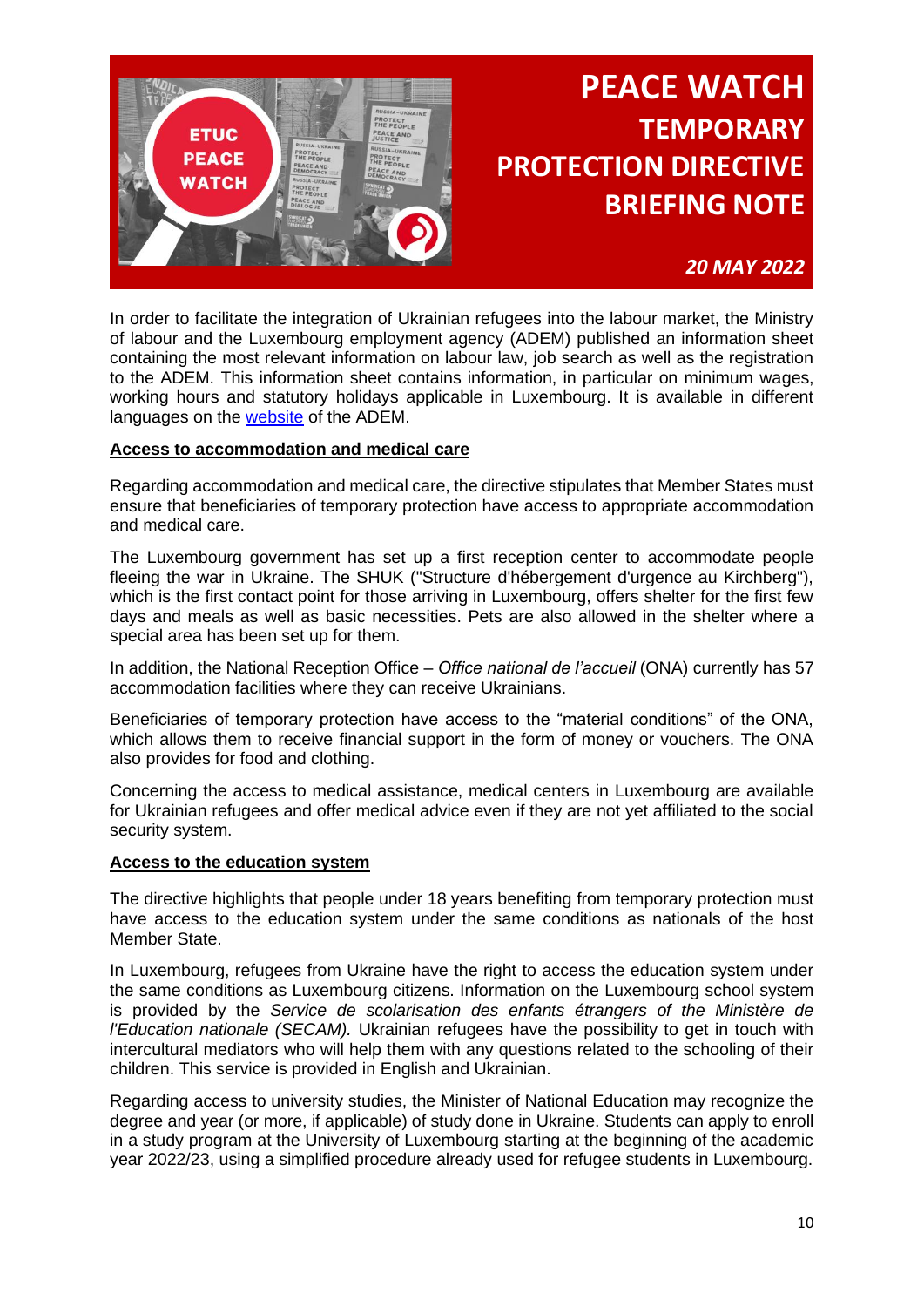In order to facilitate the integration of Ukrainian refugees into the labour market, the Ministry of labour and the Luxembourg employment agency (ADEM) published an information sheet containing the most relevant information on labour law, job search as well as the registration to the ADEM. This information sheet contains information, in particular on minimum wages, working hours and statutory holidays applicable in Luxembourg. It is available in different languages on the [website](website) of the ADEM.

**Access to accommodation and medical care**

Regarding accommodation and medical care, the directive stipulates that Member States must ensure that beneficiaries of temporary protection have access to appropriate accommodation and medical care.

The Luxembourg government has set up a first reception center to accommodate people fleeing the war in Ukraine. The SHUK ("Structure d'hébergement d'urgence au Kirchberg"), which is the first contact point for those arriving in Luxembourg, offers shelter for the first few days and meals as well as basic necessities. Pets are also allowed in the shelter where a special area has been set up for them.

In addition, the National Reception Office – *Office national de l'accueil* (ONA) currently has 57 accommodation facilities where they can receive Ukrainians.

Beneficiaries of temporary protection have access to the "material conditions" of the ONA, which allows them to receive financial support in the form of money or vouchers. The ONA also provides for food and clothing.

Concerning the access to medical assistance, medical centers in Luxembourg are available for Ukrainian refugees and offer medical advice even if they are not yet affiliated to the social security system.

**Access to the education system**

The directive highlights that people under 18 years benefiting from temporary protection must have access to the education system under the same conditions as nationals of the host Member State.

In Luxembourg, refugees from Ukraine have the right to access the education system under the same conditions as Luxembourg citizens. Information on the Luxembourg school system is provided by the *Service de scolarisation des enfants étrangers of the Ministère de l'Education nationale (SECAM).* Ukrainian refugees have the possibility to get in touch with intercultural mediators who will help them with any questions related to the schooling of their children. This service is provided in English and Ukrainian.

Regarding access to university studies, the Minister of National Education may recognize the degree and year (or more, if applicable) of study done in Ukraine. Students can apply to enroll in a study program at the University of Luxembourg starting at the beginning of the academic year 2022/23, using a simplified procedure already used for refugee students in Luxembourg.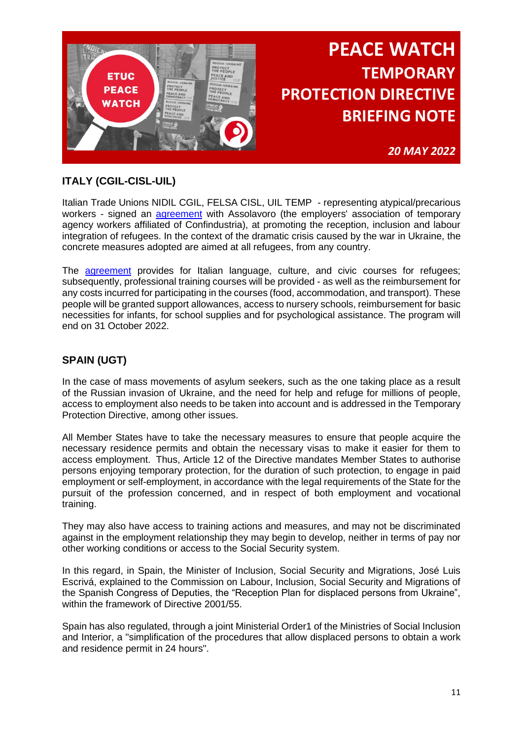## ITALY (CGIL-CISL-UIL)

Italian Trade Unions NIDIL CGIL, FELSA CISL, UIL TEMP - representing atypical/precarious workers - signed an agreement with Assolavoro (the employers' association of temporary agency workers affiliated of Confindustria), at promoting the reception, inclusion and labour integration of refugees. In the context of the dramatic crisis caused by the war in Ukraine, the concrete measures adopted are aimed at all refugees, from any country.

The agreement provides for Italian language, culture, and civic courses for refugees; subsequently, professional training courses will be provided - as well as the reimbursement for any costs incurred for participating in the courses (food, accommodation, and transport). These people will be granted support allowances, access to nursery schools, reimbursement for basic necessities for infants, for school supplies and for psychological assistance. The program will end on 31 October 2022.

## SPAIN (UGT)

In the case of mass movements of asylum seekers, such as the one taking place as a result of the Russian invasion of Ukraine, and the need for help and refuge for millions of people, access to employment also needs to be taken into account and is addressed in the Temporary Protection Directive, among other issues.

All Member States have to take the necessary measures to ensure that people acquire the necessary residence permits and obtain the necessary visas to make it easier for them to access employment. Thus, Article 12 of the Directive mandates Member States to authorise persons enjoying temporary protection, for the duration of such protection, to engage in paid employment or self-employment, in accordance with the legal requirements of the State for the pursuit of the profession concerned, and in respect of both employment and vocational training.

They may also have access to training actions and measures, and may not be discriminated against in the employment relationship they may begin to develop, neither in terms of pay nor other working conditions or access to the Social Security system.

In this regard, in Spain, the Minister of Inclusion, Social Security and Migrations, José Luis Escrivá, explained to the Commission on Labour, Inclusion, Social Security and Migrations of the Spanish Congress of Deputies, the "Reception Plan for displaced persons from Ukraine", within the framework of Directive 2001/55.

Spain has also regulated, through a joint Ministerial Order[1] of the Ministries of Social Inclusion and Interior, a "simplification of the procedures that allow displaced persons to obtain a work and residence permit in 24 hours".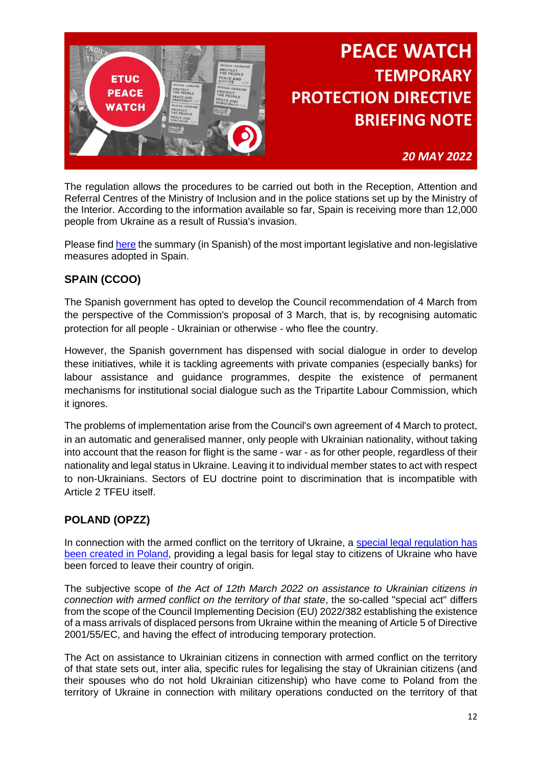The regulation allows the procedures to be carried out both in the Reception, Attention and Referral Centres of the Ministry of Inclusion and in the police stations set up by the Ministry of the Interior. According to the information available so far, Spain is receiving more than 12,000 people from Ukraine as a result of Russia's invasion.

Please find here the summary (in Spanish) of the most important legislative and non-legislative measures adopted in Spain.

### SPAIN (CCOO)

The Spanish government has opted to develop the Council recommendation of 4 March from the perspective of the Commission's proposal of 3 March, that is, by recognising automatic protection for all people - Ukrainian or otherwise - who flee the country.

However, the Spanish government has dispensed with social dialogue in order to develop these initiatives, while it is tackling agreements with private companies (especially banks) for labour assistance and guidance programmes, despite the existence of permanent mechanisms for institutional social dialogue such as the Tripartite Labour Commission, which it ignores.

The problems of implementation arise from the Council's own agreement of 4 March to protect, in an automatic and generalised manner, only people with Ukrainian nationality, without taking into account that the reason for flight is the same - war - as for other people, regardless of their nationality and legal status in Ukraine. Leaving it to individual member states to act with respect to non-Ukrainians. Sectors of EU doctrine point to discrimination that is incompatible with Article 2 TFEU itself.

### POLAND (OPZZ)

In connection with the armed conflict on the territory of Ukraine, a special legal regulation has been created in Poland, providing a legal basis for legal stay to citizens of Ukraine who have been forced to leave their country of origin.

The subjective scope of *the Act of 12th March 2022 on assistance to Ukrainian citizens in connection with armed conflict on the territory of that state*, the so-called "special act" differs from the scope of the Council Implementing Decision (EU) 2022/382 establishing the existence of a mass arrivals of displaced persons from Ukraine within the meaning of Article 5 of Directive 2001/55/EC, and having the effect of introducing temporary protection.

The Act on assistance to Ukrainian citizens in connection with armed conflict on the territory of that state sets out, inter alia, specific rules for legalising the stay of Ukrainian citizens (and their spouses who do not hold Ukrainian citizenship) who have come to Poland from the territory of Ukraine in connection with military operations conducted on the territory of that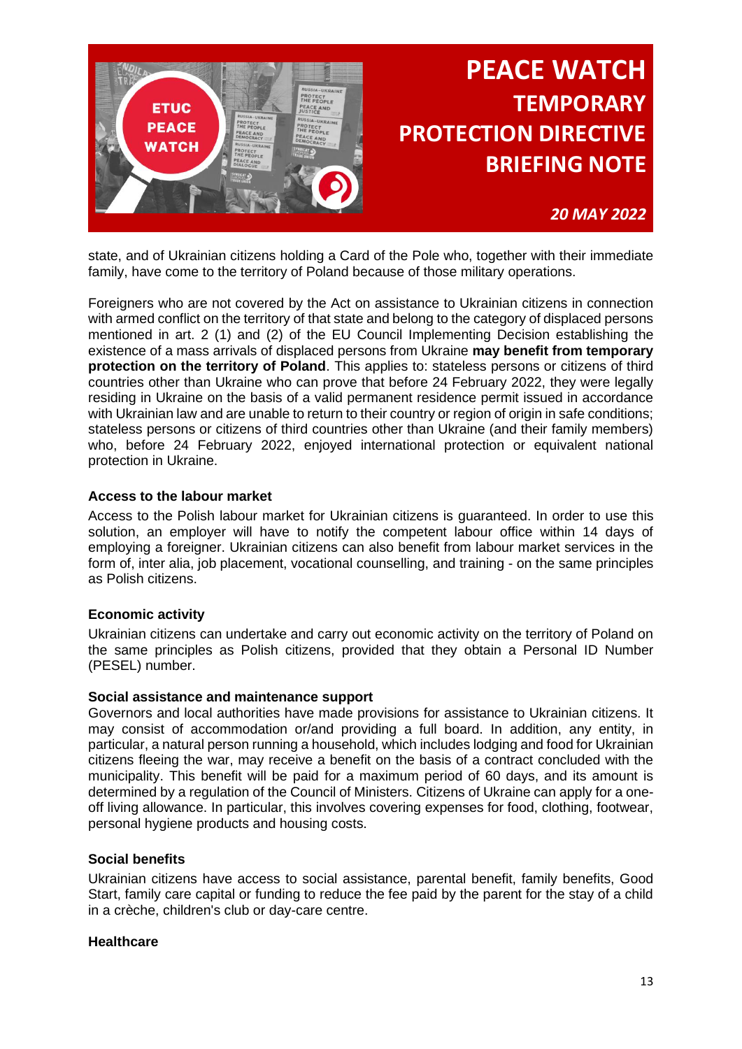state, and of Ukrainian citizens holding a Card of the Pole who, together with their immediate family, have come to the territory of Poland because of those military operations.

Foreigners who are not covered by the Act on assistance to Ukrainian citizens in connection with armed conflict on the territory of that state and belong to the category of displaced persons mentioned in art. 2 (1) and (2) of the EU Council Implementing Decision establishing the existence of a mass arrivals of displaced persons from Ukraine **may benefit from temporary protection on the territory of Poland**. This applies to: stateless persons or citizens of third countries other than Ukraine who can prove that before 24 February 2022, they were legally residing in Ukraine on the basis of a valid permanent residence permit issued in accordance with Ukrainian law and are unable to return to their country or region of origin in safe conditions; stateless persons or citizens of third countries other than Ukraine (and their family members) who, before 24 February 2022, enjoyed international protection or equivalent national protection in Ukraine.

#### Access to the labour market

Access to the Polish labour market for Ukrainian citizens is guaranteed. In order to use this solution, an employer will have to notify the competent labour office within 14 days of employing a foreigner. Ukrainian citizens can also benefit from labour market services in the form of, inter alia, job placement, vocational counselling, and training - on the same principles as Polish citizens.

#### Economic activity

Ukrainian citizens can undertake and carry out economic activity on the territory of Poland on the same principles as Polish citizens, provided that they obtain a Personal ID Number (PESEL) number.

#### Social assistance and maintenance support

Governors and local authorities have made provisions for assistance to Ukrainian citizens. It may consist of accommodation or/and providing a full board. In addition, any entity, in particular, a natural person running a household, which includes lodging and food for Ukrainian citizens fleeing the war, may receive a benefit on the basis of a contract concluded with the municipality. This benefit will be paid for a maximum period of 60 days, and its amount is determined by a regulation of the Council of Ministers. Citizens of Ukraine can apply for a one-off living allowance. In particular, this involves covering expenses for food, clothing, footwear, personal hygiene products and housing costs.

#### Social benefits

Ukrainian citizens have access to social assistance, parental benefit, family benefits, Good Start, family care capital or funding to reduce the fee paid by the parent for the stay of a child in a crèche, children's club or day-care centre.

#### Healthcare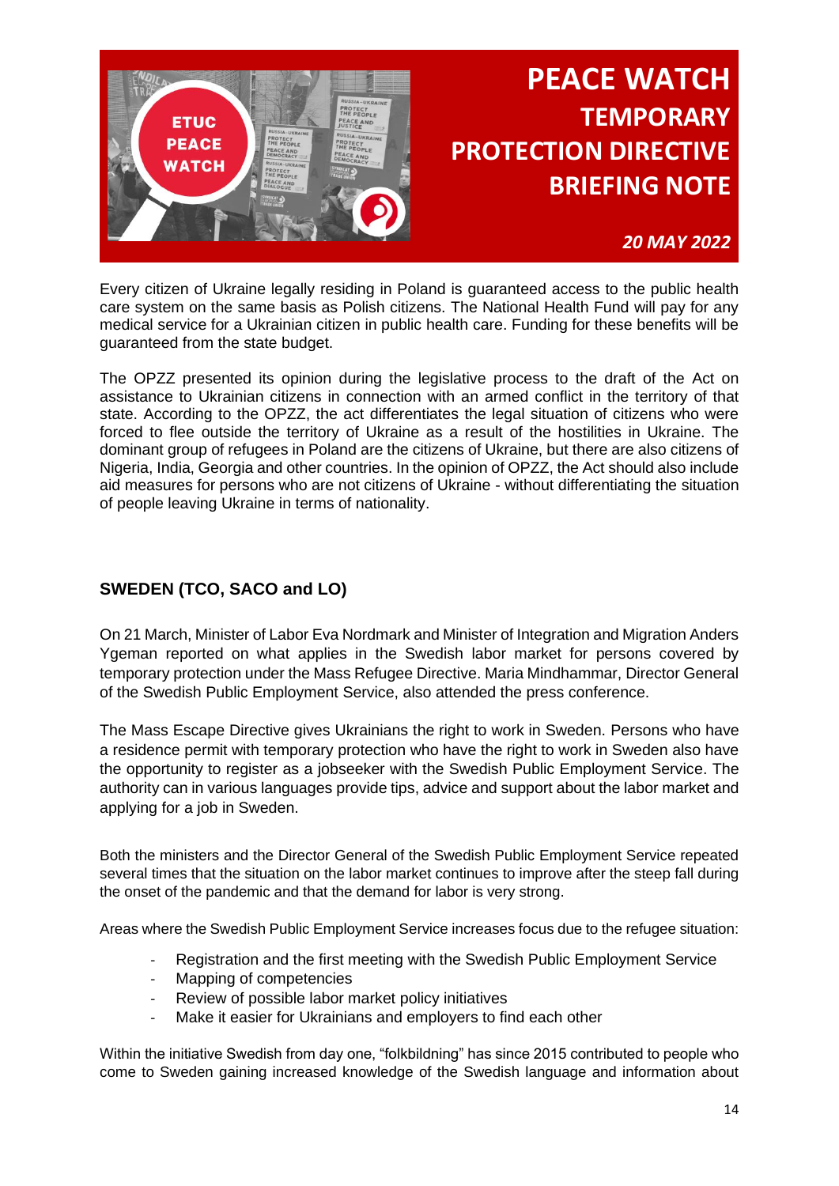Every citizen of Ukraine legally residing in Poland is guaranteed access to the public health care system on the same basis as Polish citizens. The National Health Fund will pay for any medical service for a Ukrainian citizen in public health care. Funding for these benefits will be guaranteed from the state budget.

The OPZZ presented its opinion during the legislative process to the draft of the Act on assistance to Ukrainian citizens in connection with an armed conflict in the territory of that state. According to the OPZZ, the act differentiates the legal situation of citizens who were forced to flee outside the territory of Ukraine as a result of the hostilities in Ukraine. The dominant group of refugees in Poland are the citizens of Ukraine, but there are also citizens of Nigeria, India, Georgia and other countries. In the opinion of OPZZ, the Act should also include aid measures for persons who are not citizens of Ukraine - without differentiating the situation of people leaving Ukraine in terms of nationality.

## SWEDEN (TCO, SACO and LO)

On 21 March, Minister of Labor Eva Nordmark and Minister of Integration and Migration Anders Ygeman reported on what applies in the Swedish labor market for persons covered by temporary protection under the Mass Refugee Directive. Maria Mindhammar, Director General of the Swedish Public Employment Service, also attended the press conference.

The Mass Escape Directive gives Ukrainians the right to work in Sweden. Persons who have a residence permit with temporary protection who have the right to work in Sweden also have the opportunity to register as a jobseeker with the Swedish Public Employment Service. The authority can in various languages provide tips, advice and support about the labor market and applying for a job in Sweden.

Both the ministers and the Director General of the Swedish Public Employment Service repeated several times that the situation on the labor market continues to improve after the steep fall during the onset of the pandemic and that the demand for labor is very strong.

Areas where the Swedish Public Employment Service increases focus due to the refugee situation:

- Registration and the first meeting with the Swedish Public Employment Service
- Mapping of competencies
- Review of possible labor market policy initiatives
- Make it easier for Ukrainians and employers to find each other

Within the initiative Swedish from day one, "folkbildning" has since 2015 contributed to people who come to Sweden gaining increased knowledge of the Swedish language and information about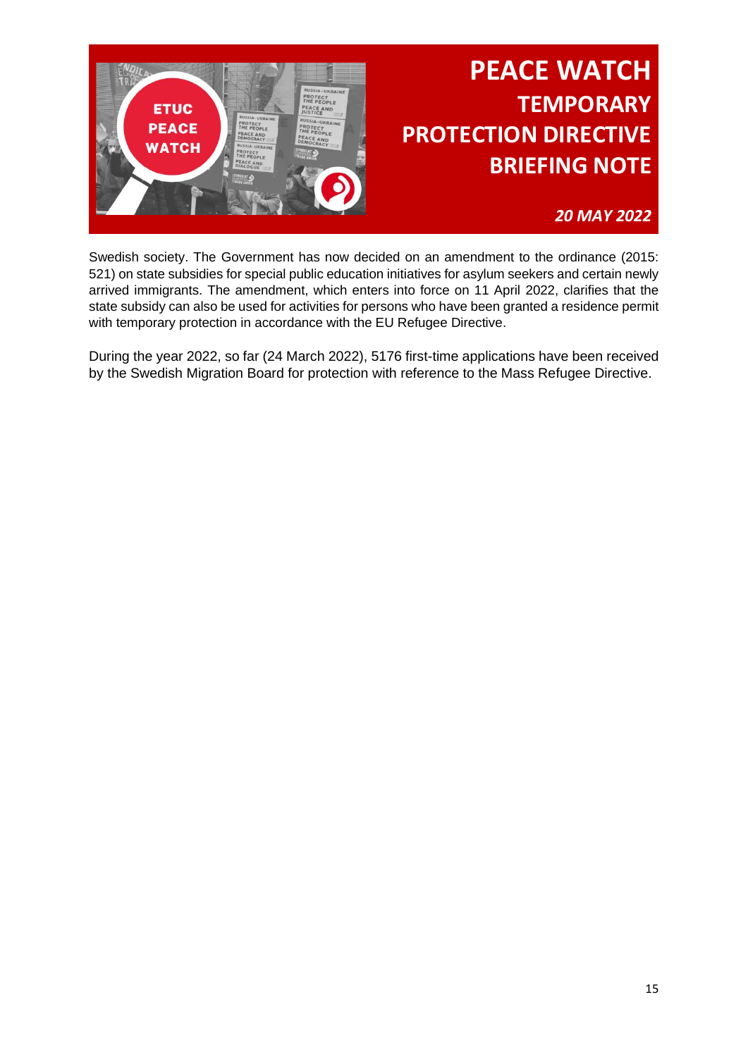Swedish society. The Government has now decided on an amendment to the ordinance (2015: 521) on state subsidies for special public education initiatives for asylum seekers and certain newly arrived immigrants. The amendment, which enters into force on 11 April 2022, clarifies that the state subsidy can also be used for activities for persons who have been granted a residence permit with temporary protection in accordance with the EU Refugee Directive.

During the year 2022, so far (24 March 2022), 5176 first-time applications have been received by the Swedish Migration Board for protection with reference to the Mass Refugee Directive.